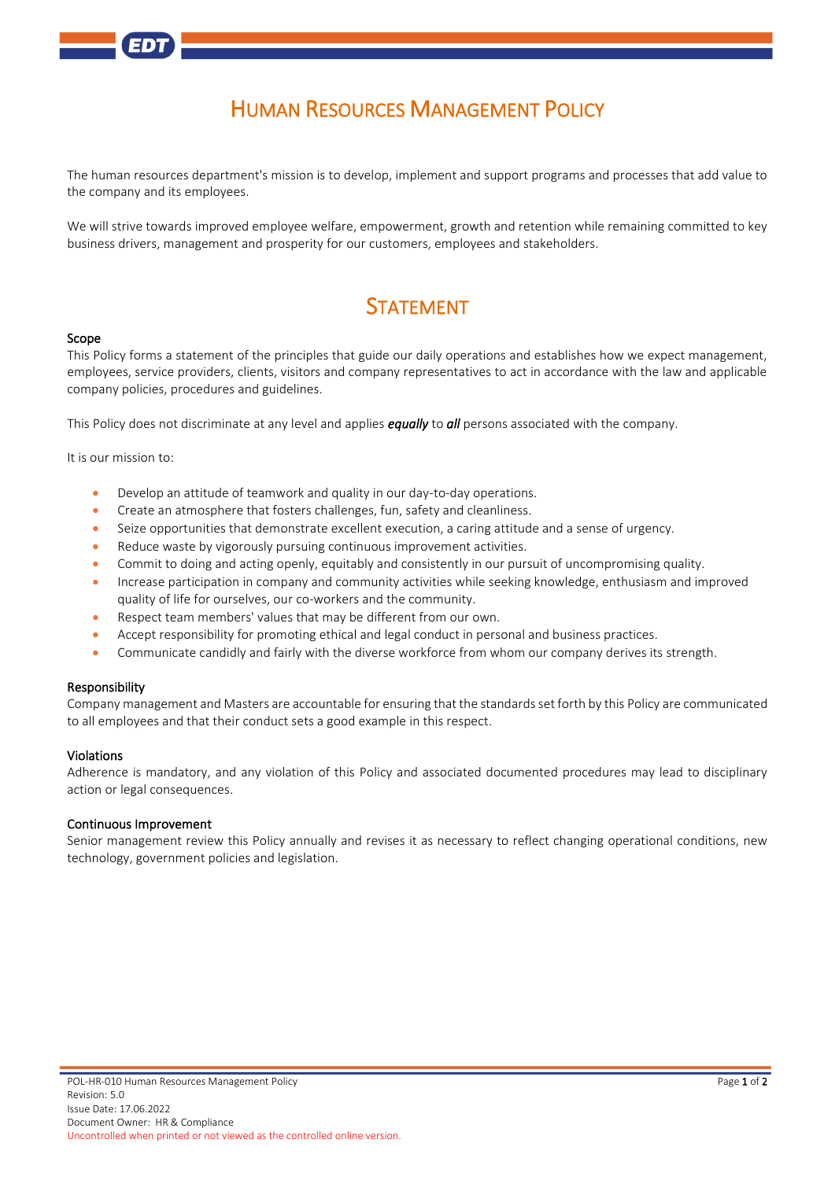# Human Resources Management Policy

The human resources department's mission is to develop, implement and support programs and processes that add value to the company and its employees.

We will strive towards improved employee welfare, empowerment, growth and retention while remaining committed to key business drivers, management and prosperity for our customers, employees and stakeholders.

## Statement

### Scope

This Policy forms a statement of the principles that guide our daily operations and establishes how we expect management, employees, service providers, clients, visitors and company representatives to act in accordance with the law and applicable company policies, procedures and guidelines.

This Policy does not discriminate at any level and applies ***equally*** to ***all*** persons associated with the company.

It is our mission to:

- Develop an attitude of teamwork and quality in our day-to-day operations.
- Create an atmosphere that fosters challenges, fun, safety and cleanliness.
- Seize opportunities that demonstrate excellent execution, a caring attitude and a sense of urgency.
- Reduce waste by vigorously pursuing continuous improvement activities.
- Commit to doing and acting openly, equitably and consistently in our pursuit of uncompromising quality.
- Increase participation in company and community activities while seeking knowledge, enthusiasm and improved quality of life for ourselves, our co-workers and the community.
- Respect team members' values that may be different from our own.
- Accept responsibility for promoting ethical and legal conduct in personal and business practices.
- Communicate candidly and fairly with the diverse workforce from whom our company derives its strength.

### Responsibility

Company management and Masters are accountable for ensuring that the standards set forth by this Policy are communicated to all employees and that their conduct sets a good example in this respect.

### Violations

Adherence is mandatory, and any violation of this Policy and associated documented procedures may lead to disciplinary action or legal consequences.

### Continuous Improvement

Senior management review this Policy annually and revises it as necessary to reflect changing operational conditions, new technology, government policies and legislation.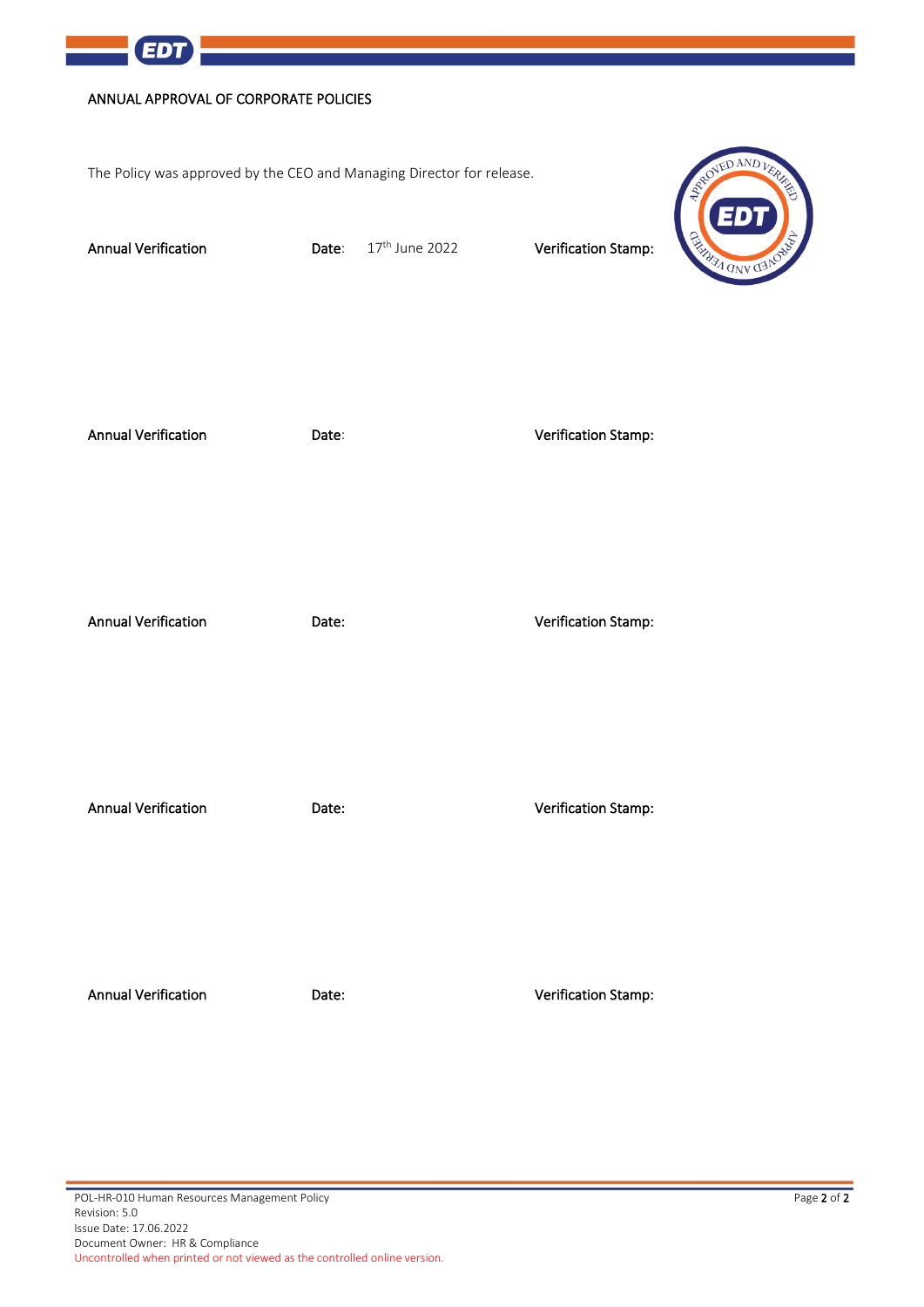ANNUAL APPROVAL OF CORPORATE POLICIES

The Policy was approved by the CEO and Managing Director for release.

| | | |
|---|---|---|
| **Annual Verification** | **Date:** 17th June 2022 | **Verification Stamp:** |
| **Annual Verification** | **Date:** | **Verification Stamp:** |
| **Annual Verification** | **Date:** | **Verification Stamp:** |
| **Annual Verification** | **Date:** | **Verification Stamp:** |
| **Annual Verification** | **Date:** | **Verification Stamp:** |

POL-HR-010 Human Resources Management Policy
Revision: 5.0
Issue Date: 17.06.2022
Document Owner: HR & Compliance
Uncontrolled when printed or not viewed as the controlled online version.